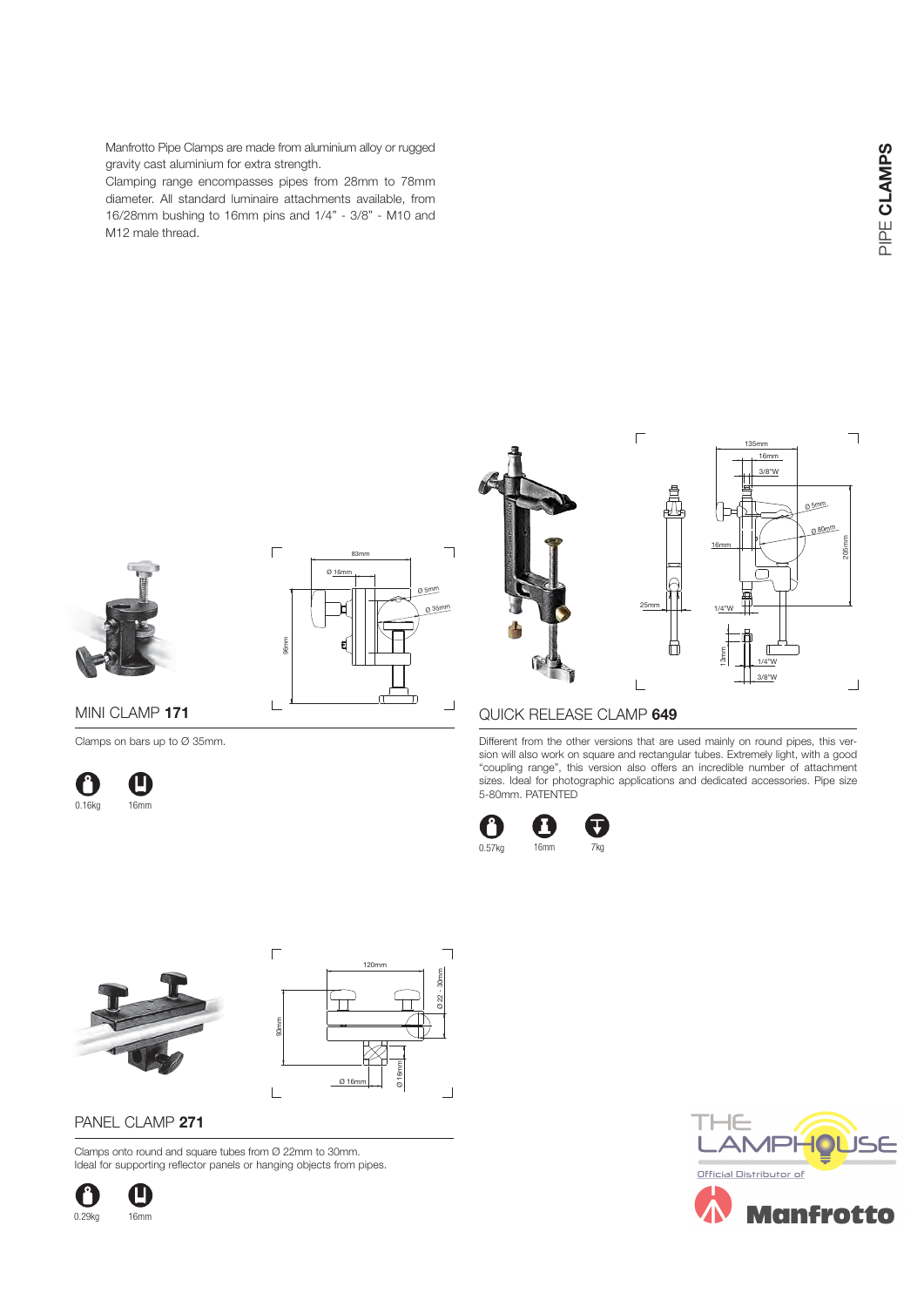# PIPE CLAMPS

Manfrotto Pipe Clamps are made from aluminium alloy or rugged gravity cast aluminium for extra strength.
Clamping range encompasses pipes from 28mm to 78mm diameter. All standard luminaire attachments available, from 16/28mm bushing to 16mm pins and 1/4" - 3/8" - M10 and M12 male thread.

## MINI CLAMP **171**

Clamps on bars up to Ø 35mm.

0.16kg

16mm

## QUICK RELEASE CLAMP **649**

Different from the other versions that are used mainly on round pipes, this version will also work on square and rectangular tubes. Extremely light, with a good "coupling range", this version also offers an incredible number of attachment sizes. Ideal for photographic applications and dedicated accessories. Pipe size 5-80mm. PATENTED

0.57kg

16mm

7kg

## PANEL CLAMP **271**

Clamps onto round and square tubes from Ø 22mm to 30mm.
Ideal for supporting reflector panels or hanging objects from pipes.

0.29kg

16mm

THE LAMPHOUSE

Official Distributor of

Manfrotto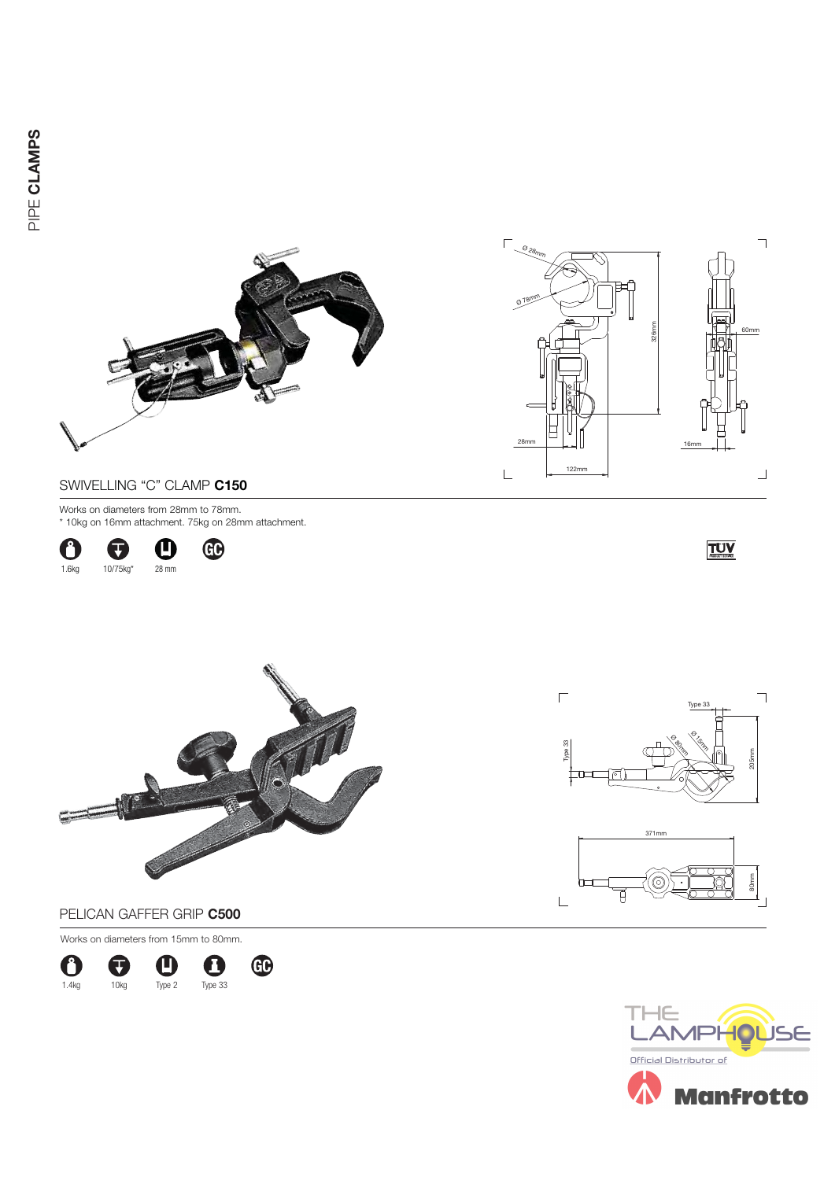PIPE **CLAMPS**

Ø 28mm
Ø 78mm
326mm
60mm
28mm
16mm
122mm

## SWIVELLING "C" CLAMP **C150**

Works on diameters from 28mm to 78mm.
* 10kg on 16mm attachment. 75kg on 28mm attachment.

1.6kg
10/75kg*
28 mm

Type 33
Ø 15mm
Ø 80mm
Type 33
205mm
371mm
80mm

## PELICAN GAFFER GRIP **C500**

Works on diameters from 15mm to 80mm.

1.4kg
10kg
Type 2
Type 33

THE LAMPHOUSE
Official Distributor of
Manfrotto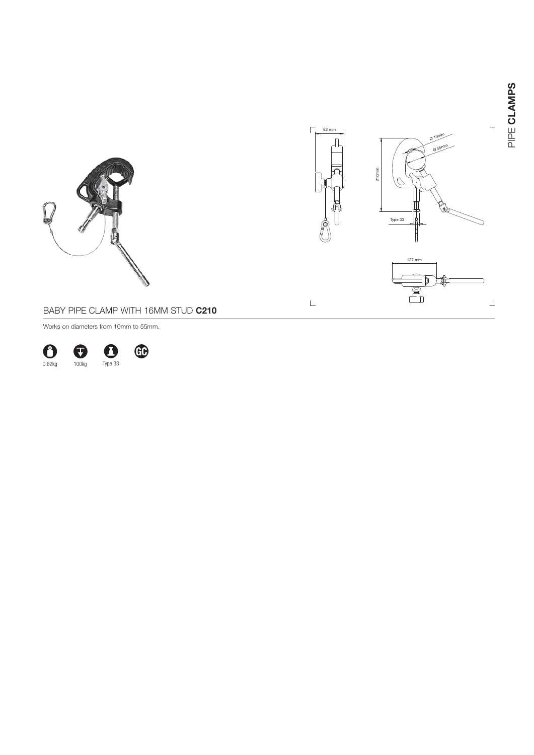## BABY PIPE CLAMP WITH 16MM STUD **C210**

Works on diameters from 10mm to 55mm.

0.62kg

100kg

Type 33